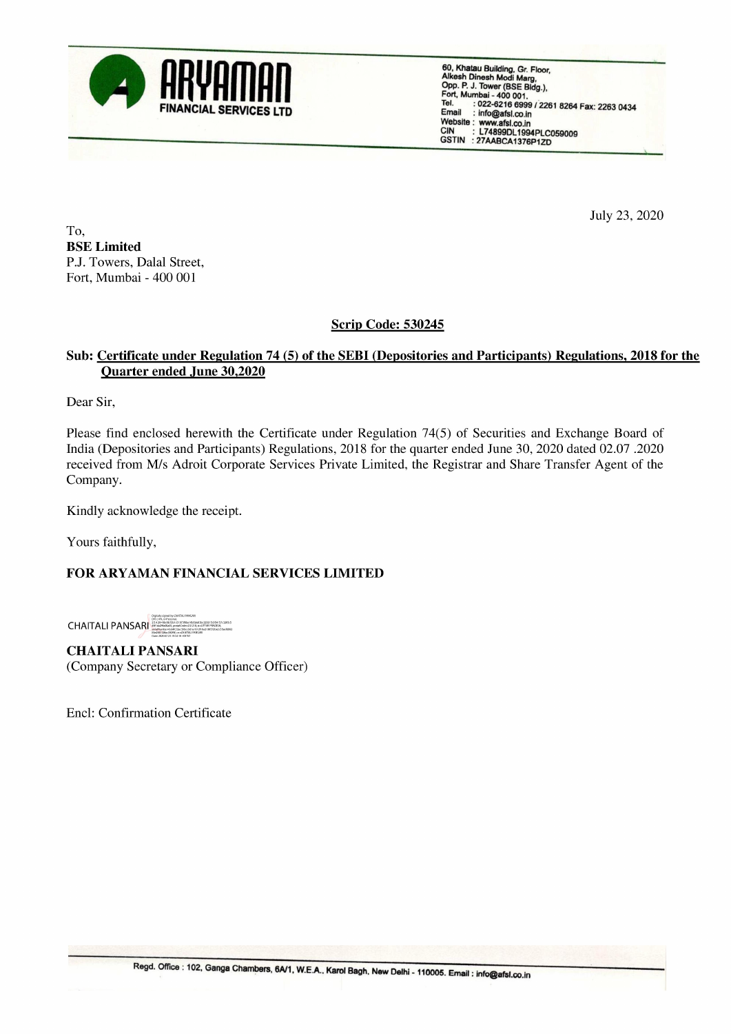**ARYAMAN**
**FINANCIAL SERVICES LTD**

60, Khatau Building, Gr. Floor,
Alkesh Dinesh Modi Marg,
Opp. P. J. Tower (BSE Bldg.),
Fort, Mumbai - 400 001.
Tel. : 022-6216 6999 / 2261 8264 Fax: 2263 0434
Email : info@afsl.co.in
Website : www.afsl.co.in
CIN : L74899DL1994PLC059009
GSTIN : 27AABCA1376P1ZD

July 23, 2020

To,
**BSE Limited**
P.J. Towers, Dalal Street,
Fort, Mumbai - 400 001

**Scrip Code: 530245**

**Sub: Certificate under Regulation 74 (5) of the SEBI (Depositories and Participants) Regulations, 2018 for the Quarter ended June 30,2020**

Dear Sir,

Please find enclosed herewith the Certificate under Regulation 74(5) of Securities and Exchange Board of India (Depositories and Participants) Regulations, 2018 for the quarter ended June 30, 2020 dated 02.07 .2020 received from M/s Adroit Corporate Services Private Limited, the Registrar and Share Transfer Agent of the Company.

Kindly acknowledge the receipt.

Yours faithfully,

**FOR ARYAMAN FINANCIAL SERVICES LIMITED**

CHAITALI PANSARI

**CHAITALI PANSARI**
(Company Secretary or Compliance Officer)

Encl: Confirmation Certificate

Regd. Office : 102, Ganga Chambers, 6A/1, W.E.A., Karol Bagh, New Delhi - 110005. Email : info@afsl.co.in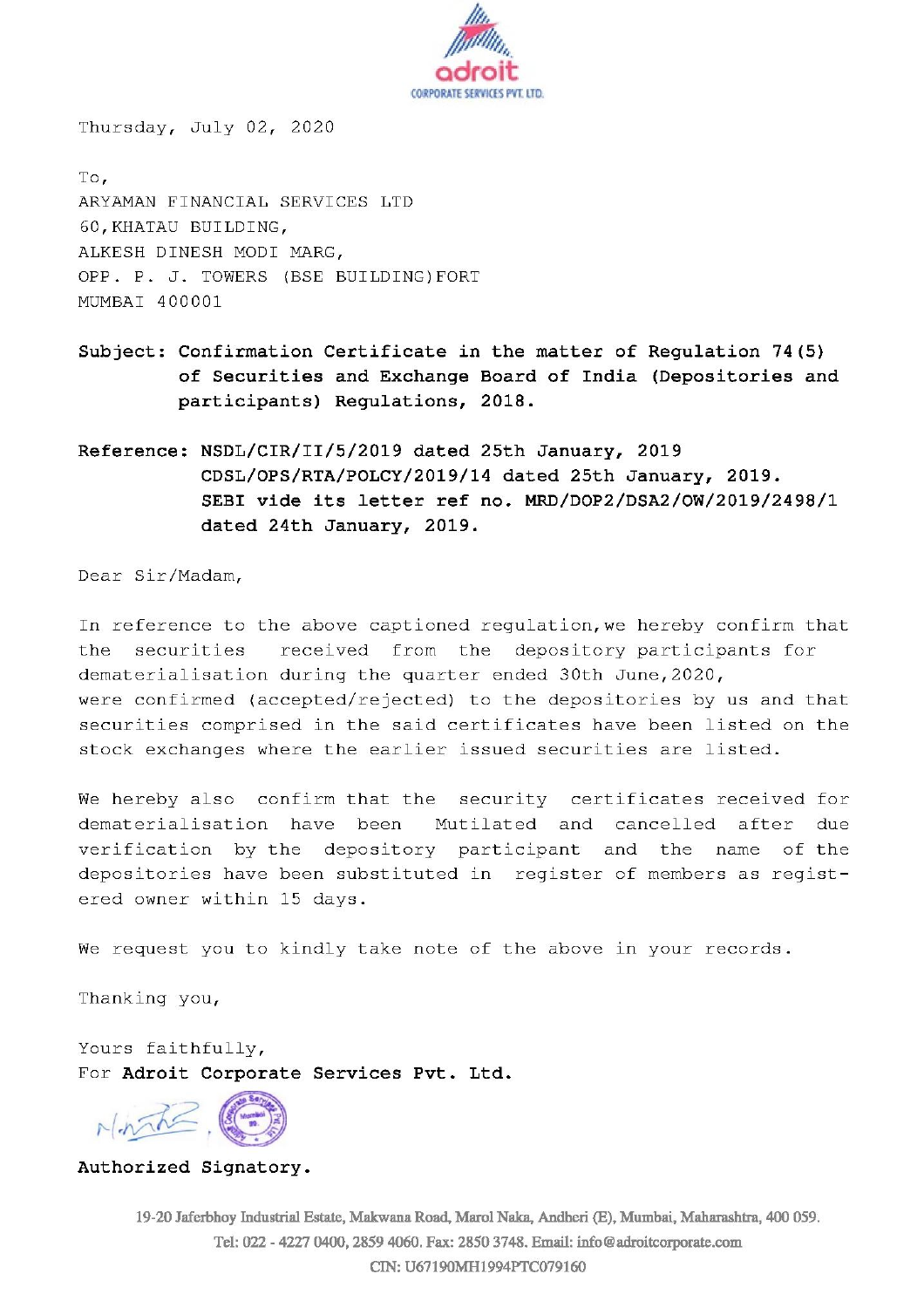adroit
CORPORATE SERVICES PVT. LTD.

Thursday, July 02, 2020

To,
ARYAMAN FINANCIAL SERVICES LTD
60,KHATAU BUILDING,
ALKESH DINESH MODI MARG,
OPP. P. J. TOWERS (BSE BUILDING)FORT
MUMBAI 400001

**Subject: Confirmation Certificate in the matter of Regulation 74(5) of Securities and Exchange Board of India (Depositories and participants) Regulations, 2018.**

**Reference: NSDL/CIR/II/5/2019 dated 25th January, 2019**
**CDSL/OPS/RTA/POLCY/2019/14 dated 25th January, 2019.**
**SEBI vide its letter ref no. MRD/DOP2/DSA2/OW/2019/2498/1 dated 24th January, 2019.**

Dear Sir/Madam,

In reference to the above captioned regulation,we hereby confirm that the securities received from the depository participants for dematerialisation during the quarter ended 30th June,2020, were confirmed (accepted/rejected) to the depositories by us and that securities comprised in the said certificates have been listed on the stock exchanges where the earlier issued securities are listed.

We hereby also confirm that the security certificates received for dematerialisation have been Mutilated and cancelled after due verification by the depository participant and the name of the depositories have been substituted in register of members as registered owner within 15 days.

We request you to kindly take note of the above in your records.

Thanking you,

Yours faithfully,
For **Adroit Corporate Services Pvt. Ltd.**

**Authorized Signatory.**

19-20 Jaferbhoy Industrial Estate, Makwana Road, Marol Naka, Andheri (E), Mumbai, Maharashtra, 400 059.
Tel: 022 - 4227 0400, 2859 4060. Fax: 2850 3748. Email: info@adroitcorporate.com
CIN: U67190MH1994PTC079160